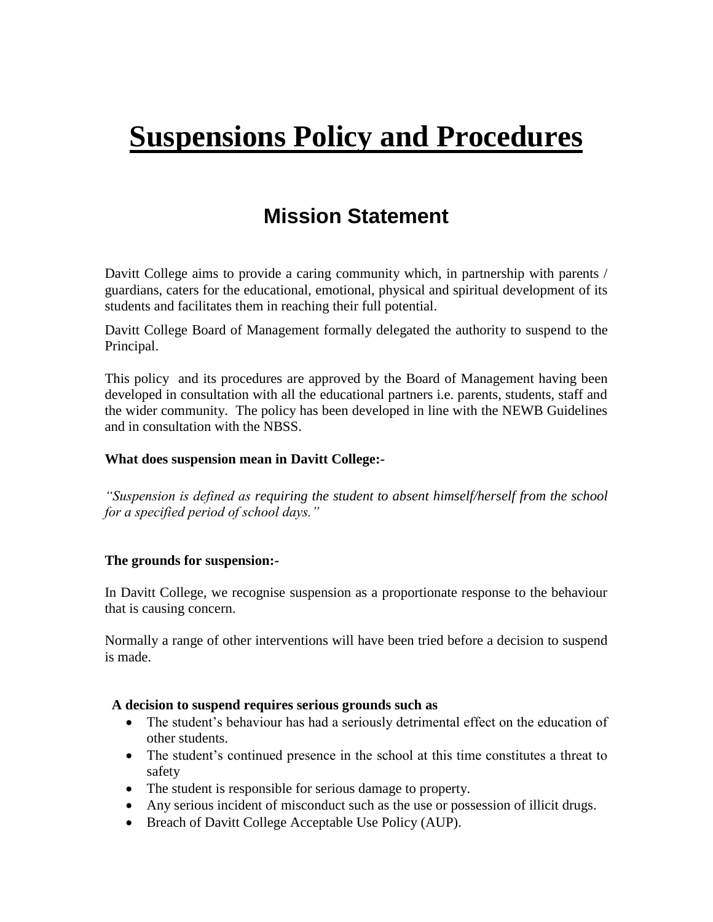# Suspensions Policy and Procedures

## Mission Statement

Davitt College aims to provide a caring community which, in partnership with parents / guardians, caters for the educational, emotional, physical and spiritual development of its students and facilitates them in reaching their full potential.

Davitt College Board of Management formally delegated the authority to suspend to the Principal.

This policy and its procedures are approved by the Board of Management having been developed in consultation with all the educational partners i.e. parents, students, staff and the wider community. The policy has been developed in line with the NEWB Guidelines and in consultation with the NBSS.

**What does suspension mean in Davitt College:-**

*"Suspension is defined as requiring the student to absent himself/herself from the school for a specified period of school days."*

**The grounds for suspension:-**

In Davitt College, we recognise suspension as a proportionate response to the behaviour that is causing concern.

Normally a range of other interventions will have been tried before a decision to suspend is made.

**A decision to suspend requires serious grounds such as**

- The student's behaviour has had a seriously detrimental effect on the education of other students.
- The student's continued presence in the school at this time constitutes a threat to safety
- The student is responsible for serious damage to property.
- Any serious incident of misconduct such as the use or possession of illicit drugs.
- Breach of Davitt College Acceptable Use Policy (AUP).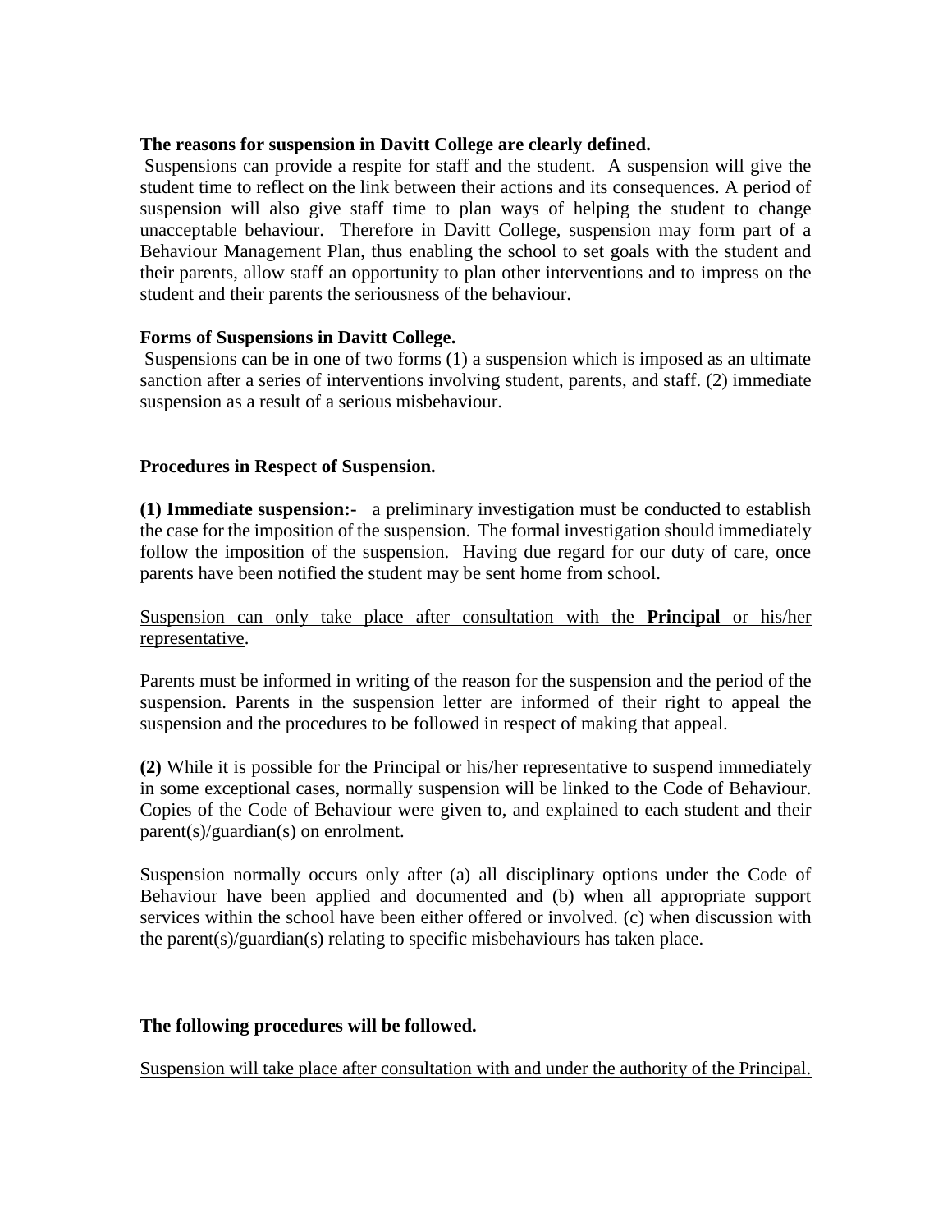**The reasons for suspension in Davitt College are clearly defined.**

Suspensions can provide a respite for staff and the student. A suspension will give the student time to reflect on the link between their actions and its consequences. A period of suspension will also give staff time to plan ways of helping the student to change unacceptable behaviour. Therefore in Davitt College, suspension may form part of a Behaviour Management Plan, thus enabling the school to set goals with the student and their parents, allow staff an opportunity to plan other interventions and to impress on the student and their parents the seriousness of the behaviour.

**Forms of Suspensions in Davitt College.**

Suspensions can be in one of two forms (1) a suspension which is imposed as an ultimate sanction after a series of interventions involving student, parents, and staff. (2) immediate suspension as a result of a serious misbehaviour.

**Procedures in Respect of Suspension.**

**(1) Immediate suspension:-** a preliminary investigation must be conducted to establish the case for the imposition of the suspension. The formal investigation should immediately follow the imposition of the suspension. Having due regard for our duty of care, once parents have been notified the student may sent home from school.

<u>Suspension can only take place after consultation with the **Principal** or his/her representative</u>.

Parents must be informed in writing of the reason for the suspension and the period of the suspension. Parents in the suspension letter are informed of their right to appeal the suspension and the procedures to be followed in respect of making that appeal.

**(2)** While it is possible for the Principal or his/her representative to suspend immediately in some exceptional cases, normally suspension will be linked to the Code of Behaviour. Copies of the Code of Behaviour were given to, and explained to each student and their parent(s)/guardian(s) on enrolment.

Suspension normally occurs only after (a) all disciplinary options under the Code of Behaviour have been applied and documented and (b) when all appropriate support services within the school have been either offered or involved. (c) when discussion with the parent(s)/guardian(s) relating to specific misbehaviours has taken place.

**The following procedures will be followed.**

<u>Suspension will take place after consultation with and under the authority of the Principal.</u>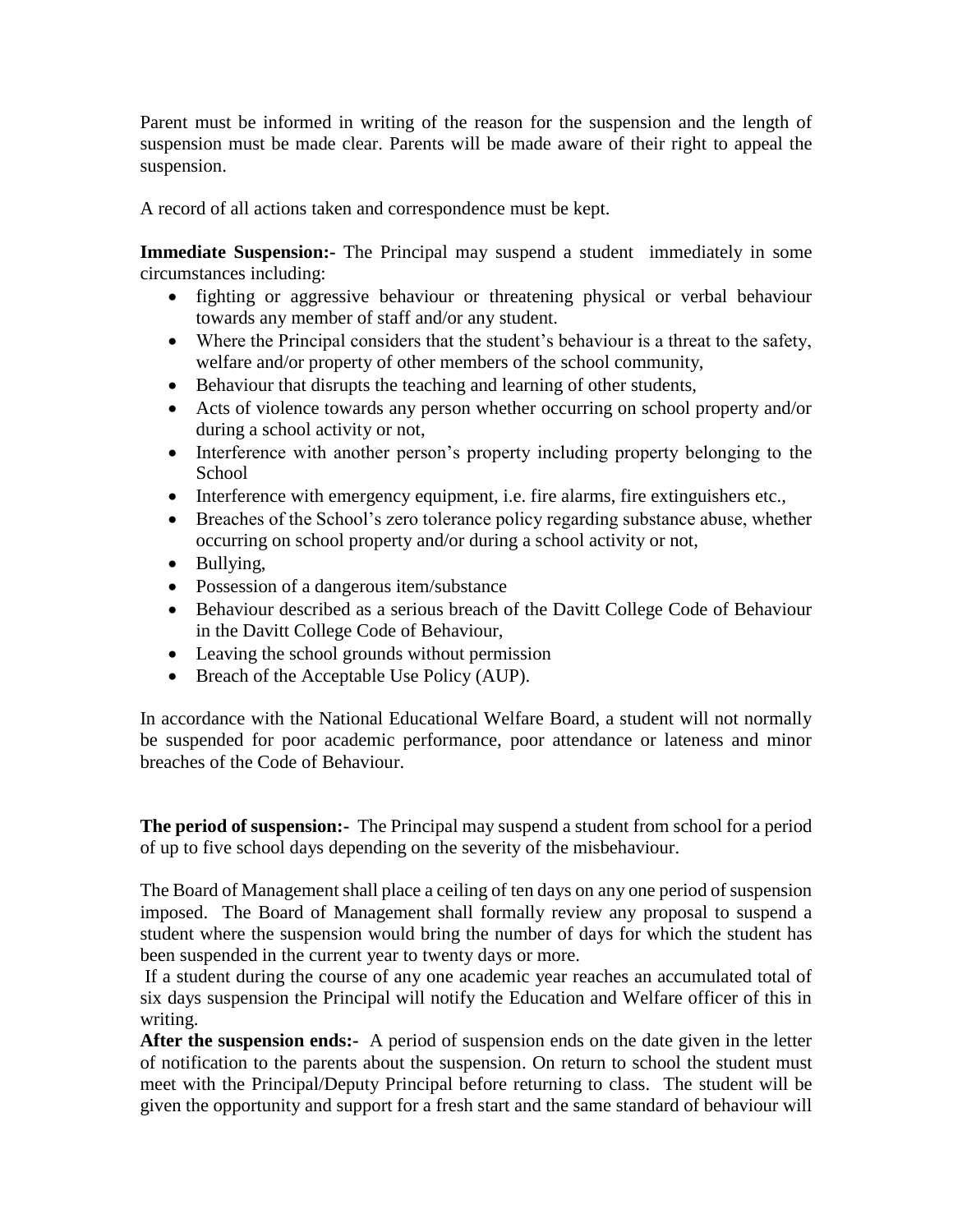Parent must be informed in writing of the reason for the suspension and the length of suspension must be made clear. Parents will be made aware of their right to appeal the suspension.

A record of all actions taken and correspondence must be kept.

**Immediate Suspension:-** The Principal may suspend a student immediately in some circumstances including:

- fighting or aggressive behaviour or threatening physical or verbal behaviour towards any member of staff and/or any student.
- Where the Principal considers that the student's behaviour is a threat to the safety, welfare and/or property of other members of the school community,
- Behaviour that disrupts the teaching and learning of other students,
- Acts of violence towards any person whether occurring on school property and/or during a school activity or not,
- Interference with another person's property including property belonging to the School
- Interference with emergency equipment, i.e. fire alarms, fire extinguishers etc.,
- Breaches of the School's zero tolerance policy regarding substance abuse, whether occurring on school property and/or during a school activity or not,
- Bullying,
- Possession of a dangerous item/substance
- Behaviour described as a serious breach of the Davitt College Code of Behaviour in the Davitt College Code of Behaviour,
- Leaving the school grounds without permission
- Breach of the Acceptable Use Policy (AUP).

In accordance with the National Educational Welfare Board, a student will not normally be suspended for poor academic performance, poor attendance or lateness and minor breaches of the Code of Behaviour.

**The period of suspension:-** The Principal may suspend a student from school for a period of up to five school days depending on the severity of the misbehaviour.

The Board of Management shall place a ceiling of ten days on any one period of suspension imposed. The Board of Management shall formally review any proposal to suspend a student where the suspension would bring the number of days for which the student has been suspended in the current year to twenty days or more.

If a student during the course of any one academic year reaches an accumulated total of six days suspension the Principal will notify the Education and Welfare officer of this in writing.

**After the suspension ends:-** A period of suspension ends on the date given in the letter of notification to the parents about the suspension. On return to school the student must meet with the Principal/Deputy Principal before returning to class. The student will be given the opportunity and support for a fresh start and the same standard of behaviour will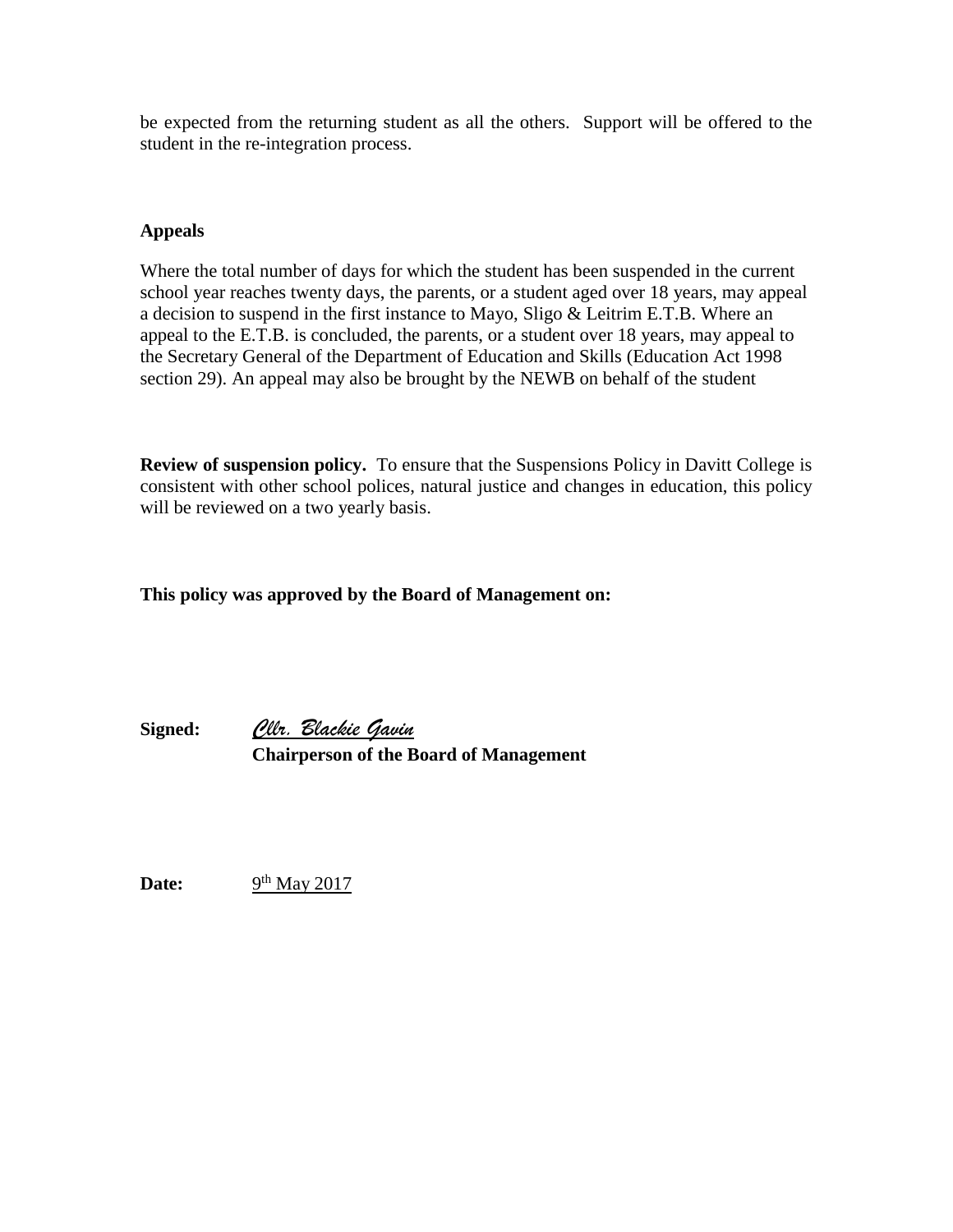be expected from the returning student as all the others. Support will be offered to the student in the re-integration process.

**Appeals**

Where the total number of days for which the student has been suspended in the current school year reaches twenty days, the parents, or a student aged over 18 years, may appeal a decision to suspend in the first instance to Mayo, Sligo & Leitrim E.T.B. Where an appeal to the E.T.B. is concluded, the parents, or a student over 18 years, may appeal to the Secretary General of the Department of Education and Skills (Education Act 1998 section 29). An appeal may also be brought by the NEWB on behalf of the student

**Review of suspension policy.** To ensure that the Suspensions Policy in Davitt College is consistent with other school polices, natural justice and changes in education, this policy will be reviewed on a two yearly basis.

**This policy was approved by the Board of Management on:**

**Signed:** *Cllr. Blackie Gavin*
**Chairperson of the Board of Management**

**Date:** 9th May 2017